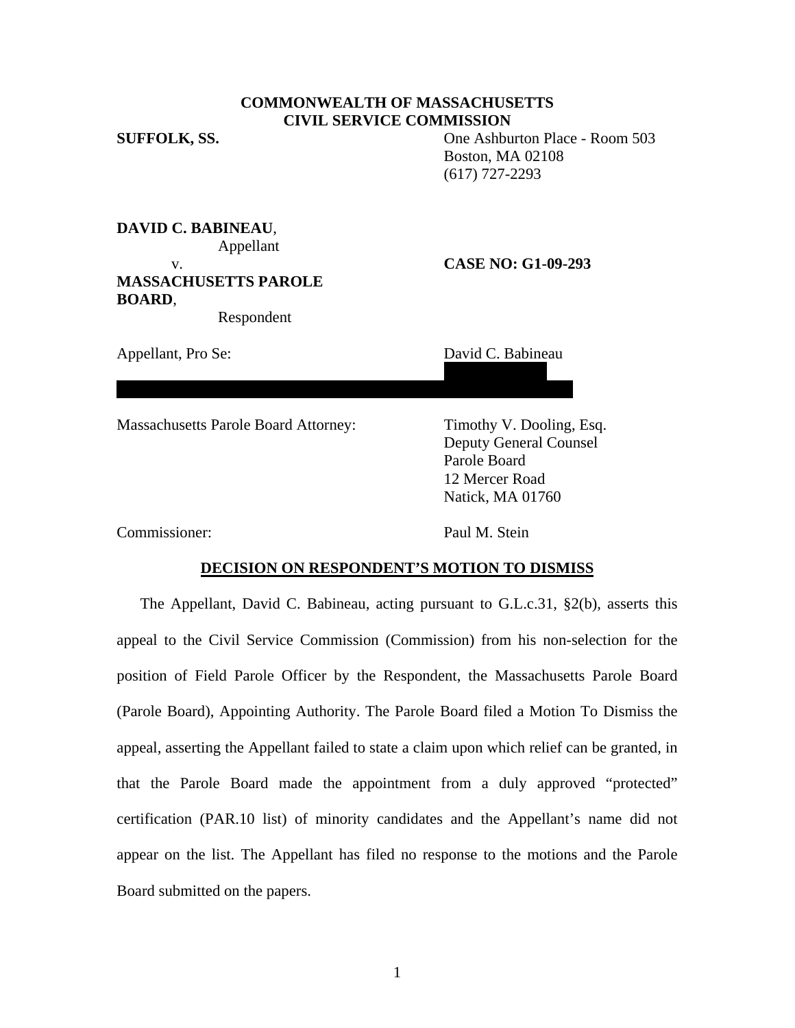**COMMONWEALTH OF MASSACHUSETTS**
**CIVIL SERVICE COMMISSION**

**SUFFOLK, SS.**

One Ashburton Place - Room 503
Boston, MA 02108
(617) 727-2293

**DAVID C. BABINEAU**,
Appellant

v.

**MASSACHUSETTS PAROLE BOARD**,
Respondent

**CASE NO: G1-09-293**

Appellant, Pro Se: David C. Babineau

Massachusetts Parole Board Attorney: Timothy V. Dooling, Esq.
Deputy General Counsel
Parole Board
12 Mercer Road
Natick, MA 01760

Commissioner: Paul M. Stein

**DECISION ON RESPONDENT'S MOTION TO DISMISS**

The Appellant, David C. Babineau, acting pursuant to G.L.c.31, §2(b), asserts this appeal to the Civil Service Commission (Commission) from his non-selection for the position of Field Parole Officer by the Respondent, the Massachusetts Parole Board (Parole Board), Appointing Authority. The Parole Board filed a Motion To Dismiss the appeal, asserting the Appellant failed to state a claim upon which relief can be granted, in that the Parole Board made the appointment from a duly approved "protected" certification (PAR.10 list) of minority candidates and the Appellant's name did not appear on the list. The Appellant has filed no response to the motions and the Parole Board submitted on the papers.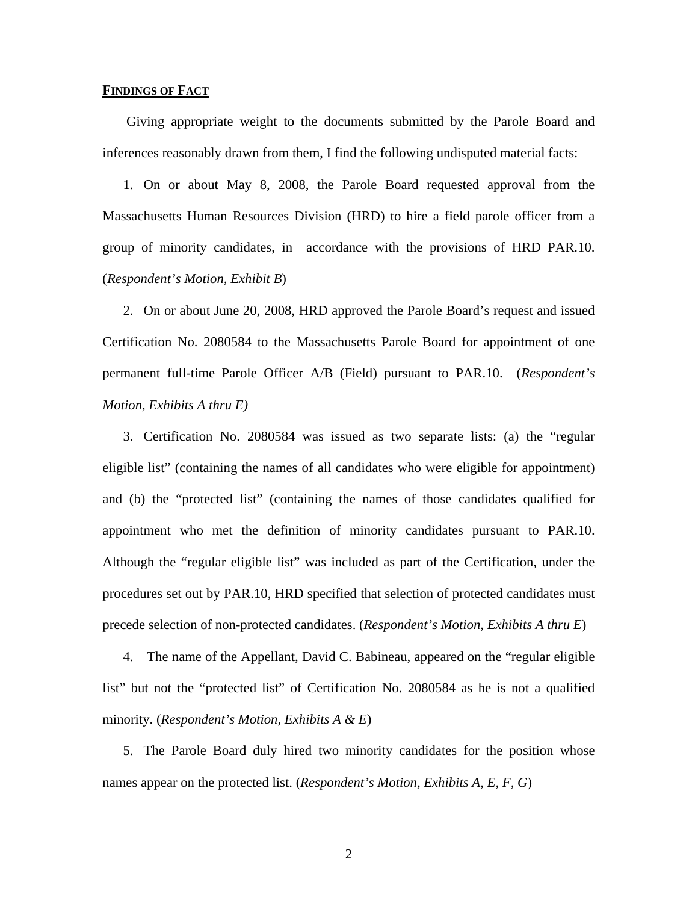**FINDINGS OF FACT**

Giving appropriate weight to the documents submitted by the Parole Board and inferences reasonably drawn from them, I find the following undisputed material facts:

1. On or about May 8, 2008, the Parole Board requested approval from the Massachusetts Human Resources Division (HRD) to hire a field parole officer from a group of minority candidates, in accordance with the provisions of HRD PAR.10. (*Respondent's Motion, Exhibit B*)

2. On or about June 20, 2008, HRD approved the Parole Board's request and issued Certification No. 2080584 to the Massachusetts Parole Board for appointment of one permanent full-time Parole Officer A/B (Field) pursuant to PAR.10. (*Respondent's Motion, Exhibits A thru E)*

3. Certification No. 2080584 was issued as two separate lists: (a) the "regular eligible list" (containing the names of all candidates who were eligible for appointment) and (b) the "protected list" (containing the names of those candidates qualified for appointment who met the definition of minority candidates pursuant to PAR.10. Although the "regular eligible list" was included as part of the Certification, under the procedures set out by PAR.10, HRD specified that selection of protected candidates must precede selection of non-protected candidates. (*Respondent's Motion, Exhibits A thru E*)

4. The name of the Appellant, David C. Babineau, appeared on the "regular eligible list" but not the "protected list" of Certification No. 2080584 as he is not a qualified minority. (*Respondent's Motion, Exhibits A & E*)

5. The Parole Board duly hired two minority candidates for the position whose names appear on the protected list. (*Respondent's Motion, Exhibits A, E, F, G*)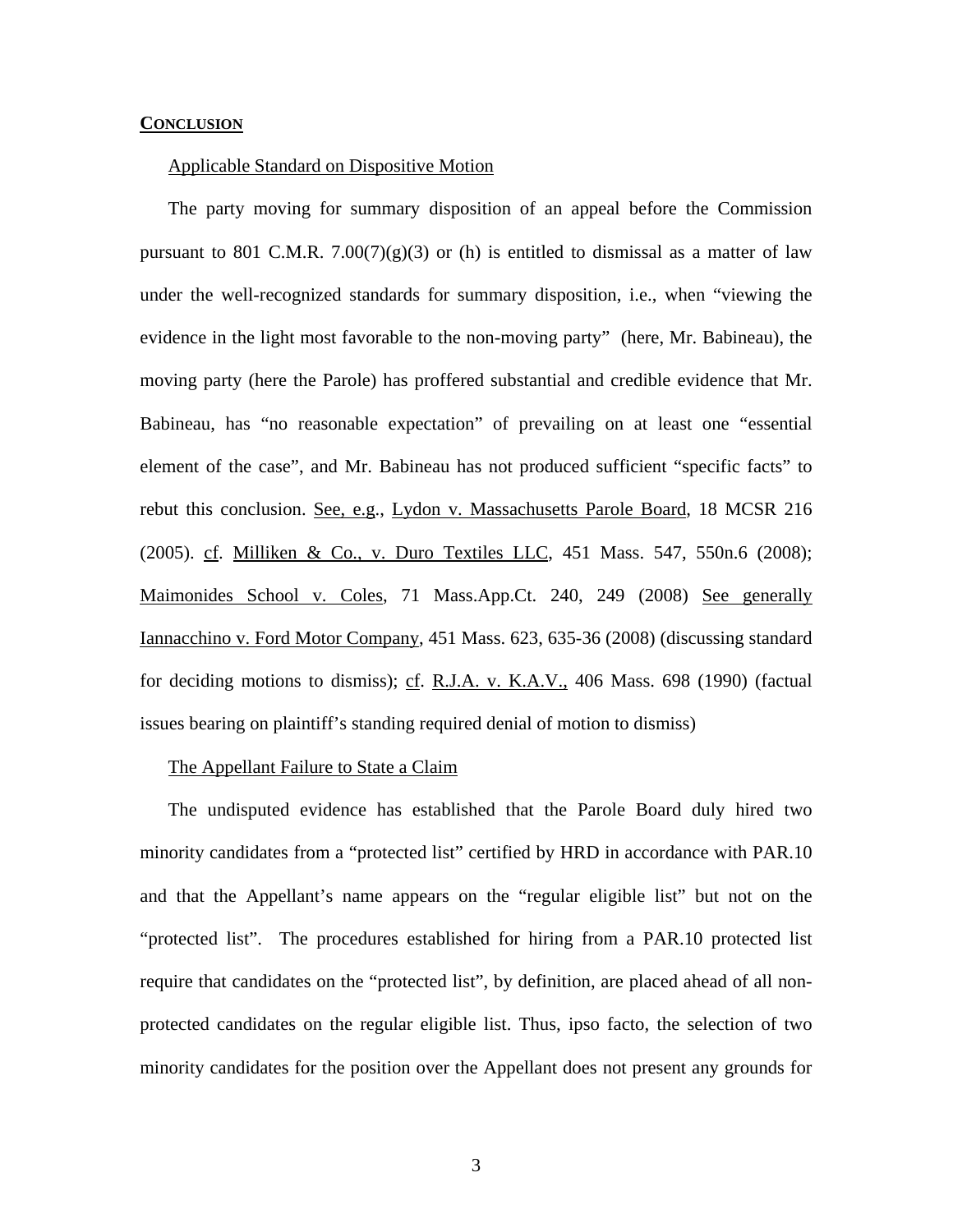## CONCLUSION

Applicable Standard on Dispositive Motion

The party moving for summary disposition of an appeal before the Commission pursuant to 801 C.M.R. 7.00(7)(g)(3) or (h) is entitled to dismissal as a matter of law under the well-recognized standards for summary disposition, i.e., when "viewing the evidence in the light most favorable to the non-moving party" (here, Mr. Babineau), the moving party (here the Parole) has proffered substantial and credible evidence that Mr. Babineau, has "no reasonable expectation" of prevailing on at least one "essential element of the case", and Mr. Babineau has not produced sufficient "specific facts" to rebut this conclusion. See, e.g., Lydon v. Massachusetts Parole Board, 18 MCSR 216 (2005). cf. Milliken & Co., v. Duro Textiles LLC, 451 Mass. 547, 550n.6 (2008); Maimonides School v. Coles, 71 Mass.App.Ct. 240, 249 (2008) See generally Iannacchino v. Ford Motor Company, 451 Mass. 623, 635-36 (2008) (discussing standard for deciding motions to dismiss); cf. R.J.A. v. K.A.V., 406 Mass. 698 (1990) (factual issues bearing on plaintiff's standing required denial of motion to dismiss)

The Appellant Failure to State a Claim

The undisputed evidence has established that the Parole Board duly hired two minority candidates from a "protected list" certified by HRD in accordance with PAR.10 and that the Appellant's name appears on the "regular eligible list" but not on the "protected list". The procedures established for hiring from a PAR.10 protected list require that candidates on the "protected list", by definition, are placed ahead of all non-protected candidates on the regular eligible list. Thus, ipso facto, the selection of two minority candidates for the position over the Appellant does not present any grounds for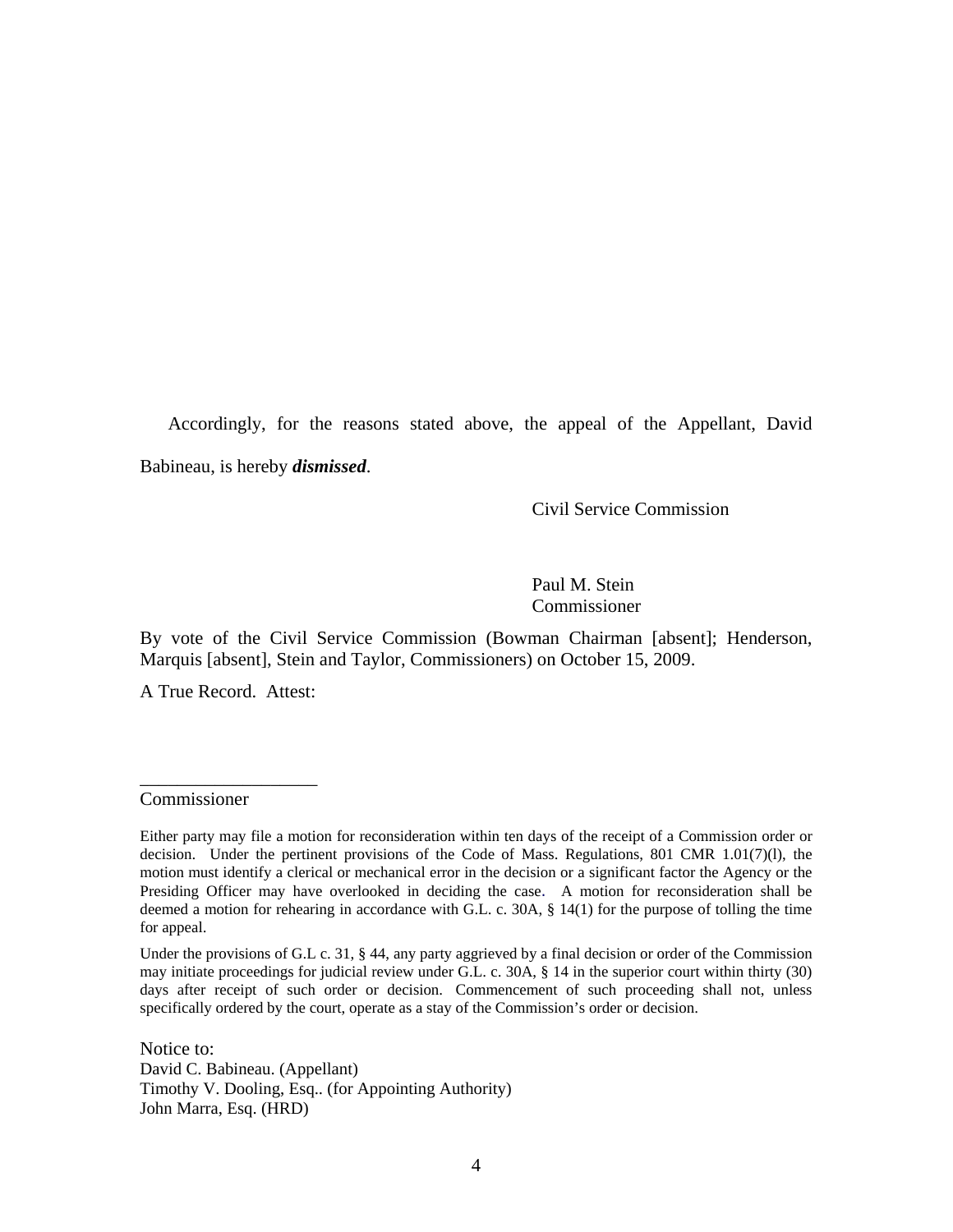Accordingly, for the reasons stated above, the appeal of the Appellant, David Babineau, is hereby ***dismissed***.

Civil Service Commission

Paul M. Stein
Commissioner

By vote of the Civil Service Commission (Bowman Chairman [absent]; Henderson, Marquis [absent], Stein and Taylor, Commissioners) on October 15, 2009.

A True Record. Attest:

___________________
Commissioner

Either party may file a motion for reconsideration within ten days of the receipt of a Commission order or decision. Under the pertinent provisions of the Code of Mass. Regulations, 801 CMR 1.01(7)(l), the motion must identify a clerical or mechanical error in the decision or a significant factor the Agency or the Presiding Officer may have overlooked in deciding the case. A motion for reconsideration shall be deemed a motion for rehearing in accordance with G.L. c. 30A, § 14(1) for the purpose of tolling the time for appeal.

Under the provisions of G.L c. 31, § 44, any party aggrieved by a final decision or order of the Commission may initiate proceedings for judicial review under G.L. c. 30A, § 14 in the superior court within thirty (30) days after receipt of such order or decision. Commencement of such proceeding shall not, unless specifically ordered by the court, operate as a stay of the Commission's order or decision.

Notice to:
David C. Babineau. (Appellant)
Timothy V. Dooling, Esq.. (for Appointing Authority)
John Marra, Esq. (HRD)